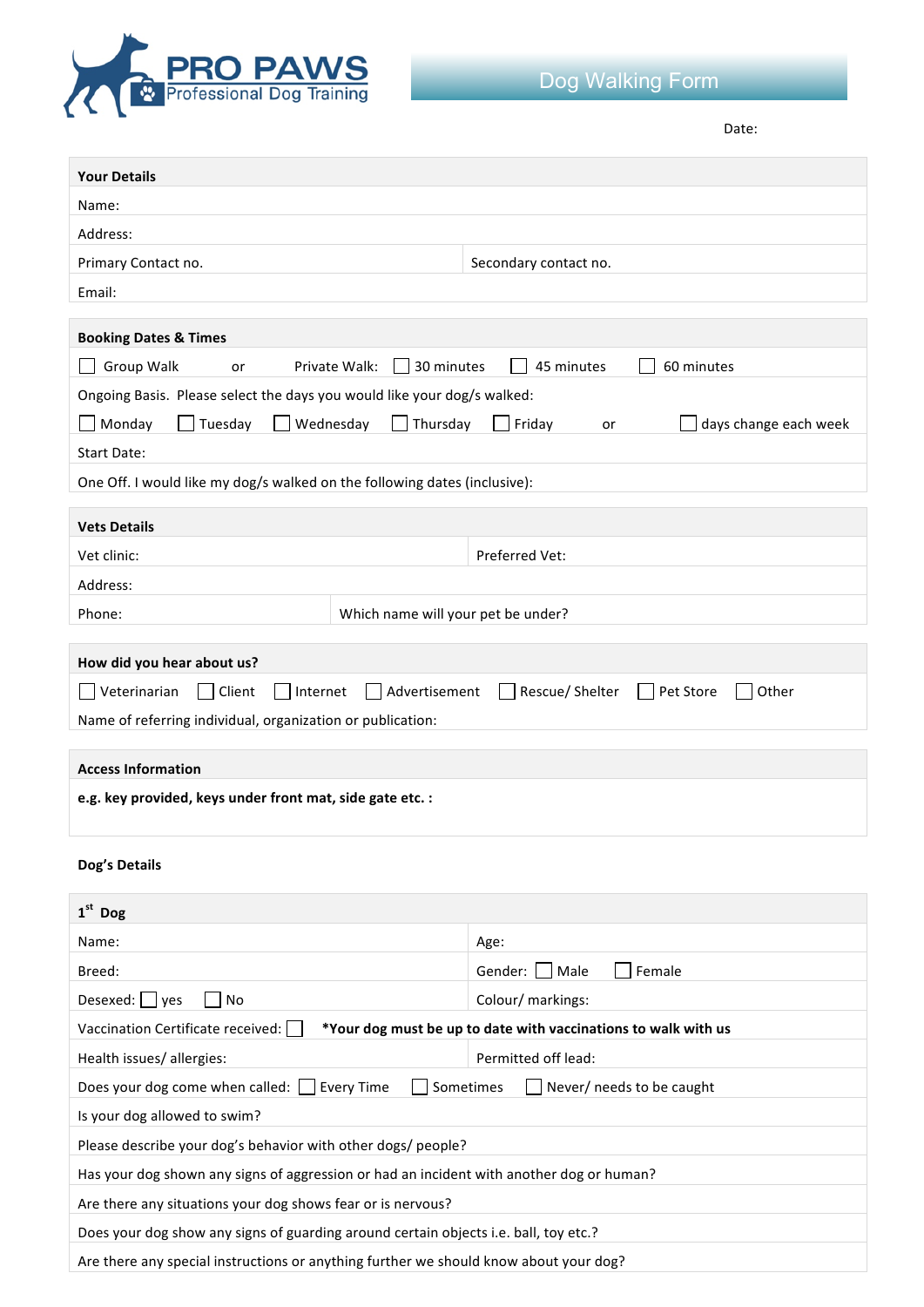**PRO PAWS**
Professional Dog Training

# Dog Walking Form

Date:

| **Your Details** | |
|---|---|
| Name: | |
| Address: | |
| Primary Contact no. | Secondary contact no. |
| Email: | |

**Booking Dates & Times**

☐ Group Walk or Private Walk: ☐ 30 minutes ☐ 45 minutes ☐ 60 minutes

Ongoing Basis. Please select the days you would like your dog/s walked:

☐ Monday ☐ Tuesday ☐ Wednesday ☐ Thursday ☐ Friday or ☐ days change each week

Start Date:

One Off. I would like my dog/s walked on the following dates (inclusive):

| **Vets Details** | |
|---|---|
| Vet clinic: | Preferred Vet: |
| Address: | |
| Phone: | Which name will your pet be under? |

**How did you hear about us?**

☐ Veterinarian ☐ Client ☐ Internet ☐ Advertisement ☐ Rescue/ Shelter ☐ Pet Store ☐ Other

Name of referring individual, organization or publication:

**Access Information**

**e.g. key provided, keys under front mat, side gate etc. :**

**Dog's Details**

| **1st Dog** | |
|---|---|
| Name: | Age: |
| Breed: | Gender: ☐ Male ☐ Female |
| Desexed: ☐ yes ☐ No | Colour/ markings: |
| Vaccination Certificate received: ☐ **\*Your dog must be up to date with vaccinations to walk with us** | |
| Health issues/ allergies: | Permitted off lead: |
| Does your dog come when called: ☐ Every Time ☐ Sometimes ☐ Never/ needs to be caught | |
| Is your dog allowed to swim? | |
| Please describe your dog's behavior with other dogs/ people? | |
| Has your dog shown any signs of aggression or had an incident with another dog or human? | |
| Are there any situations your dog shows fear or is nervous? | |
| Does your dog show any signs of guarding around certain objects i.e. ball, toy etc.? | |
| Are there any special instructions or anything further we should know about your dog? | |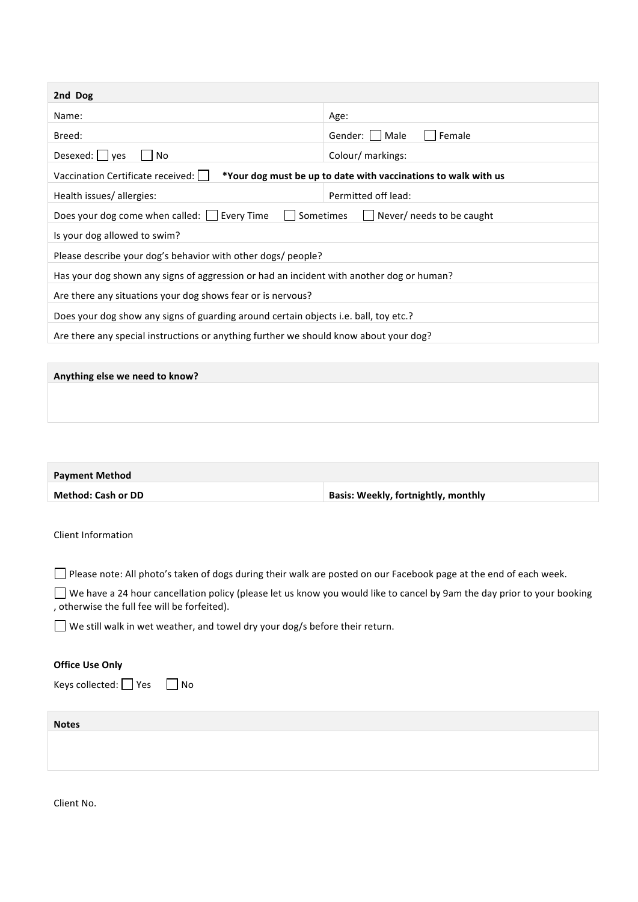| 2nd Dog | |
|---|---|
| Name: | Age: |
| Breed: | Gender: ☐ Male ☐ Female |
| Desexed: ☐ yes ☐ No | Colour/ markings: |
| Vaccination Certificate received: ☐ **\*Your dog must be up to date with vaccinations to walk with us** | |
| Health issues/ allergies: | Permitted off lead: |
| Does your dog come when called: ☐ Every Time ☐ Sometimes ☐ Never/ needs to be caught | |
| Is your dog allowed to swim? | |
| Please describe your dog's behavior with other dogs/ people? | |
| Has your dog shown any signs of aggression or had an incident with another dog or human? | |
| Are there any situations your dog shows fear or is nervous? | |
| Does your dog show any signs of guarding around certain objects i.e. ball, toy etc.? | |
| Are there any special instructions or anything further we should know about your dog? | |

| **Anything else we need to know?** |
|---|
| |

| **Payment Method** | |
|---|---|
| **Method: Cash or DD** | **Basis: Weekly, fortnightly, monthly** |

Client Information

☐ Please note: All photo's taken of dogs during their walk are posted on our Facebook page at the end of each week.

☐ We have a 24 hour cancellation policy (please let us know you would like to cancel by 9am the day prior to your booking , otherwise the full fee will be forfeited).

☐ We still walk in wet weather, and towel dry your dog/s before their return.

**Office Use Only**

Keys collected: ☐ Yes ☐ No

| **Notes** |
|---|
| |

Client No.